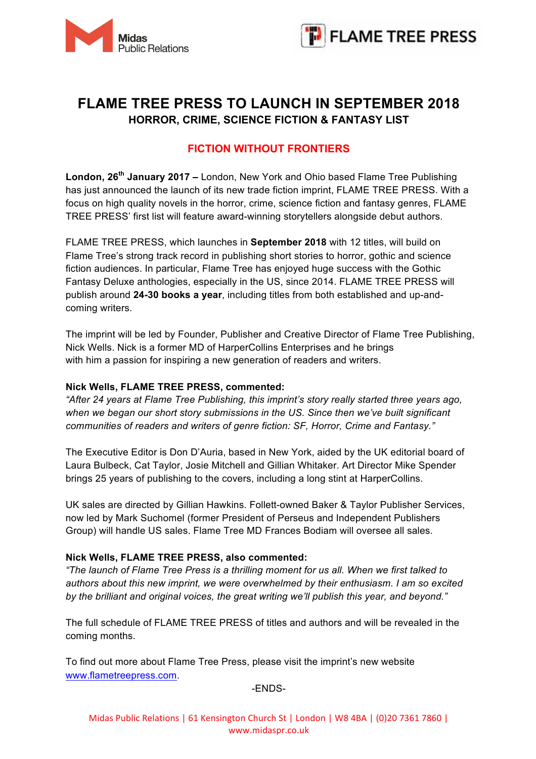Midas Public Relations

FLAME TREE PRESS

# FLAME TREE PRESS TO LAUNCH IN SEPTEMBER 2018

## HORROR, CRIME, SCIENCE FICTION & FANTASY LIST

## FICTION WITHOUT FRONTIERS

**London, 26th January 2017 –** London, New York and Ohio based Flame Tree Publishing has just announced the launch of its new trade fiction imprint, FLAME TREE PRESS. With a focus on high quality novels in the horror, crime, science fiction and fantasy genres, FLAME TREE PRESS' first list will feature award-winning storytellers alongside debut authors.

FLAME TREE PRESS, which launches in **September 2018** with 12 titles, will build on Flame Tree's strong track record in publishing short stories to horror, gothic and science fiction audiences. In particular, Flame Tree has enjoyed huge success with the Gothic Fantasy Deluxe anthologies, especially in the US, since 2014. FLAME TREE PRESS will publish around **24-30 books a year**, including titles from both established and up-and-coming writers.

The imprint will be led by Founder, Publisher and Creative Director of Flame Tree Publishing, Nick Wells. Nick is a former MD of HarperCollins Enterprises and he brings with him a passion for inspiring a new generation of readers and writers.

**Nick Wells, FLAME TREE PRESS, commented:**
*"After 24 years at Flame Tree Publishing, this imprint's story really started three years ago, when we began our short story submissions in the US. Since then we've built significant communities of readers and writers of genre fiction: SF, Horror, Crime and Fantasy."*

The Executive Editor is Don D'Auria, based in New York, aided by the UK editorial board of Laura Bulbeck, Cat Taylor, Josie Mitchell and Gillian Whitaker. Art Director Mike Spender brings 25 years of publishing to the covers, including a long stint at HarperCollins.

UK sales are directed by Gillian Hawkins. Follett-owned Baker & Taylor Publisher Services, now led by Mark Suchomel (former President of Perseus and Independent Publishers Group) will handle US sales. Flame Tree MD Frances Bodiam will oversee all sales.

**Nick Wells, FLAME TREE PRESS, also commented:**
*"The launch of Flame Tree Press is a thrilling moment for us all. When we first talked to authors about this new imprint, we were overwhelmed by their enthusiasm. I am so excited by the brilliant and original voices, the great writing we'll publish this year, and beyond."*

The full schedule of FLAME TREE PRESS of titles and authors and will be revealed in the coming months.

To find out more about Flame Tree Press, please visit the imprint's new website [www.flametreepress.com](http://www.flametreepress.com).

-ENDS-

Midas Public Relations | 61 Kensington Church St | London | W8 4BA | (0)20 7361 7860 | www.midaspr.co.uk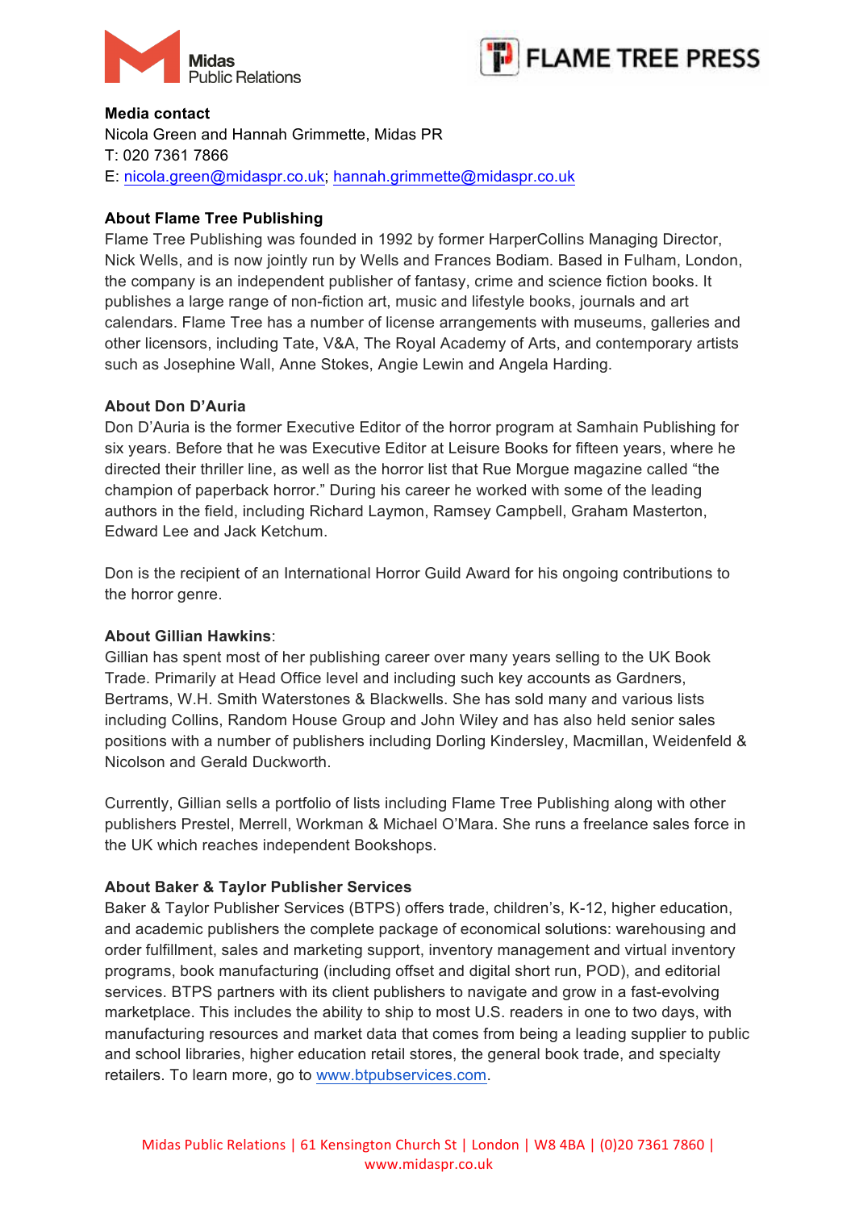**Media contact**
Nicola Green and Hannah Grimmette, Midas PR
T: 020 7361 7866
E: nicola.green@midaspr.co.uk; hannah.grimmette@midaspr.co.uk

**About Flame Tree Publishing**
Flame Tree Publishing was founded in 1992 by former HarperCollins Managing Director, Nick Wells, and is now jointly run by Wells and Frances Bodiam. Based in Fulham, London, the company is an independent publisher of fantasy, crime and science fiction books. It publishes a large range of non-fiction art, music and lifestyle books, journals and art calendars. Flame Tree has a number of license arrangements with museums, galleries and other licensors, including Tate, V&A, The Royal Academy of Arts, and contemporary artists such as Josephine Wall, Anne Stokes, Angie Lewin and Angela Harding.

**About Don D'Auria**
Don D'Auria is the former Executive Editor of the horror program at Samhain Publishing for six years. Before that he was Executive Editor at Leisure Books for fifteen years, where he directed their thriller line, as well as the horror list that Rue Morgue magazine called "the champion of paperback horror." During his career he worked with some of the leading authors in the field, including Richard Laymon, Ramsey Campbell, Graham Masterton, Edward Lee and Jack Ketchum.

Don is the recipient of an International Horror Guild Award for his ongoing contributions to the horror genre.

**About Gillian Hawkins**:
Gillian has spent most of her publishing career over many years selling to the UK Book Trade. Primarily at Head Office level and including such key accounts as Gardners, Bertrams, W.H. Smith Waterstones & Blackwells. She has sold many and various lists including Collins, Random House Group and John Wiley and has also held senior sales positions with a number of publishers including Dorling Kindersley, Macmillan, Weidenfeld & Nicolson and Gerald Duckworth.

Currently, Gillian sells a portfolio of lists including Flame Tree Publishing along with other publishers Prestel, Merrell, Workman & Michael O'Mara. She runs a freelance sales force in the UK which reaches independent Bookshops.

**About Baker & Taylor Publisher Services**
Baker & Taylor Publisher Services (BTPS) offers trade, children's, K-12, higher education, and academic publishers the complete package of economical solutions: warehousing and order fulfillment, sales and marketing support, inventory management and virtual inventory programs, book manufacturing (including offset and digital short run, POD), and editorial services. BTPS partners with its client publishers to navigate and grow in a fast-evolving marketplace. This includes the ability to ship to most U.S. readers in one to two days, with manufacturing resources and market data that comes from being a leading supplier to public and school libraries, higher education retail stores, the general book trade, and specialty retailers. To learn more, go to www.btpubservices.com.

Midas Public Relations | 61 Kensington Church St | London | W8 4BA | (0)20 7361 7860 | www.midaspr.co.uk